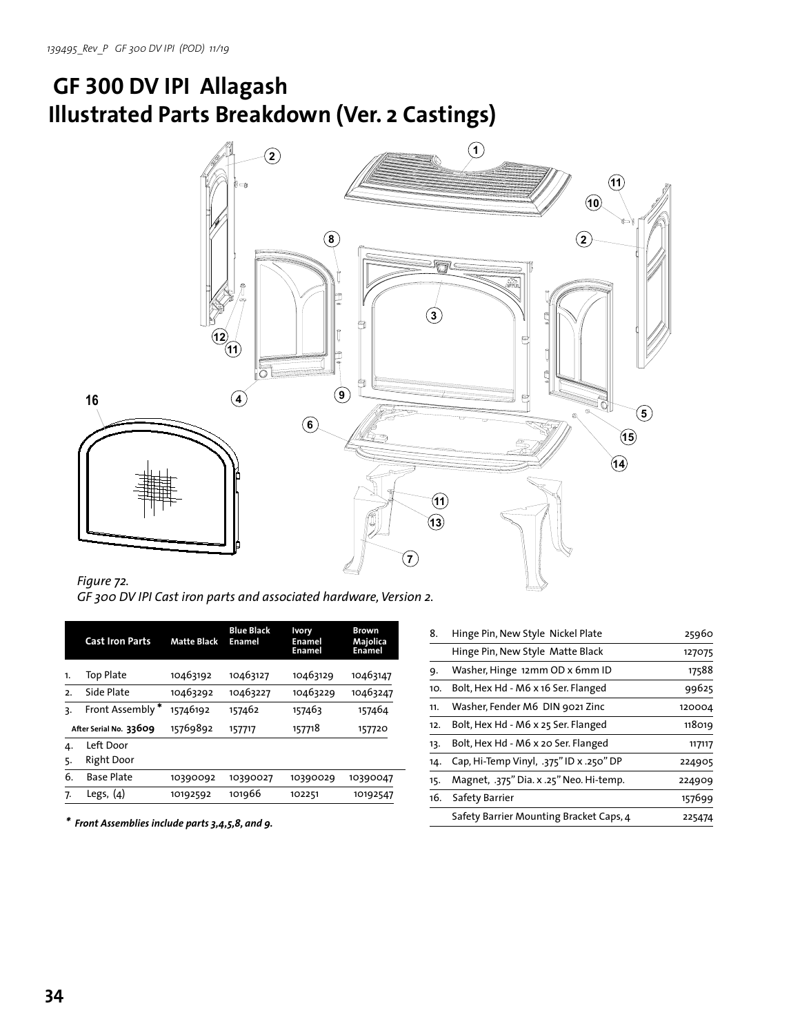139495_Rev_P GF 300 DV IPI (POD) 11/19

# GF 300 DV IPI Allagash
# Illustrated Parts Breakdown (Ver. 2 Castings)

*Figure 72.*
*GF 300 DV IPI Cast iron parts and associated hardware, Version 2.*

| | Cast Iron Parts | Matte Black | Blue Black Enamel | Ivory Enamel Enamel | Brown Majolica Enamel |
|---|---|---|---|---|---|
| 1. | Top Plate | 10463192 | 10463127 | 10463129 | 10463147 |
| 2. | Side Plate | 10463292 | 10463227 | 10463229 | 10463247 |
| 3. | Front Assembly * | 15746192 | 157462 | 157463 | 157464 |
| | After Serial No. **33609** | 15769892 | 157717 | 157718 | 157720 |
| 4. | Left Door | | | | |
| 5. | Right Door | | | | |
| 6. | Base Plate | 10390092 | 10390027 | 10390029 | 10390047 |
| 7. | Legs, (4) | 10192592 | 101966 | 102251 | 10192547 |

***** ***Front Assemblies include parts 3,4,5,8, and 9.***

| | | |
|---|---|---|
| 8. | Hinge Pin, New Style Nickel Plate | 25960 |
| | Hinge Pin, New Style Matte Black | 127075 |
| 9. | Washer, Hinge 12mm OD x 6mm ID | 17588 |
| 10. | Bolt, Hex Hd - M6 x 16 Ser. Flanged | 99625 |
| 11. | Washer, Fender M6 DIN 9021 Zinc | 120004 |
| 12. | Bolt, Hex Hd - M6 x 25 Ser. Flanged | 118019 |
| 13. | Bolt, Hex Hd - M6 x 20 Ser. Flanged | 117117 |
| 14. | Cap, Hi-Temp Vinyl, .375" ID x .250" DP | 224905 |
| 15. | Magnet, .375" Dia. x .25" Neo. Hi-temp. | 224909 |
| 16. | Safety Barrier | 157699 |
| | Safety Barrier Mounting Bracket Caps, 4 | 225474 |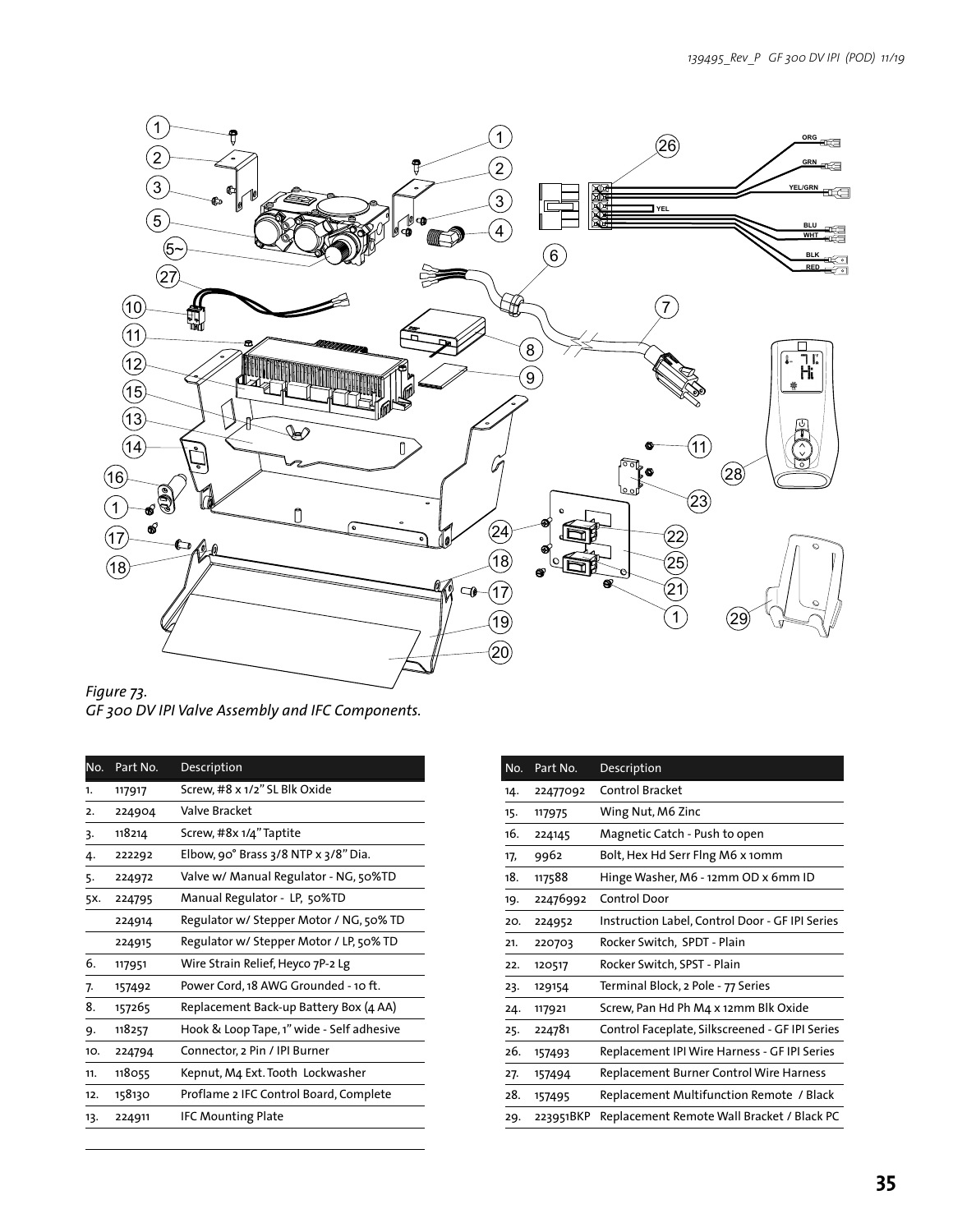*Figure 73.*
*GF 300 DV IPI Valve Assembly and IFC Components.*

| No. | Part No. | Description |
|---|---|---|
| 1. | 117917 | Screw, #8 x 1/2" SL Blk Oxide |
| 2. | 224904 | Valve Bracket |
| 3. | 118214 | Screw, #8x 1/4" Taptite |
| 4. | 222292 | Elbow, 90° Brass 3/8 NTP x 3/8" Dia. |
| 5. | 224972 | Valve w/ Manual Regulator - NG, 50%TD |
| 5x. | 224795 | Manual Regulator - LP, 50%TD |
| | 224914 | Regulator w/ Stepper Motor / NG, 50% TD |
| | 224915 | Regulator w/ Stepper Motor / LP, 50% TD |
| 6. | 117951 | Wire Strain Relief, Heyco 7P-2 Lg |
| 7. | 157492 | Power Cord, 18 AWG Grounded - 10 ft. |
| 8. | 157265 | Replacement Back-up Battery Box (4 AA) |
| 9. | 118257 | Hook & Loop Tape, 1" wide - Self adhesive |
| 10. | 224794 | Connector, 2 Pin / IPI Burner |
| 11. | 118055 | Kepnut, M4 Ext. Tooth Lockwasher |
| 12. | 158130 | Proflame 2 IFC Control Board, Complete |
| 13. | 224911 | IFC Mounting Plate |

| No. | Part No. | Description |
|---|---|---|
| 14. | 22477092 | Control Bracket |
| 15. | 117975 | Wing Nut, M6 Zinc |
| 16. | 224145 | Magnetic Catch - Push to open |
| 17. | 9962 | Bolt, Hex Hd Serr Flng M6 x 10mm |
| 18. | 117588 | Hinge Washer, M6 - 12mm OD x 6mm ID |
| 19. | 22476992 | Control Door |
| 20. | 224952 | Instruction Label, Control Door - GF IPI Series |
| 21. | 220703 | Rocker Switch, SPDT - Plain |
| 22. | 120517 | Rocker Switch, SPST - Plain |
| 23. | 129154 | Terminal Block, 2 Pole - 77 Series |
| 24. | 117921 | Screw, Pan Hd Ph M4 x 12mm Blk Oxide |
| 25. | 224781 | Control Faceplate, Silkscreened - GF IPI Series |
| 26. | 157493 | Replacement IPI Wire Harness - GF IPI Series |
| 27. | 157494 | Replacement Burner Control Wire Harness |
| 28. | 157495 | Replacement Multifunction Remote / Black |
| 29. | 223951BKP | Replacement Remote Wall Bracket / Black PC |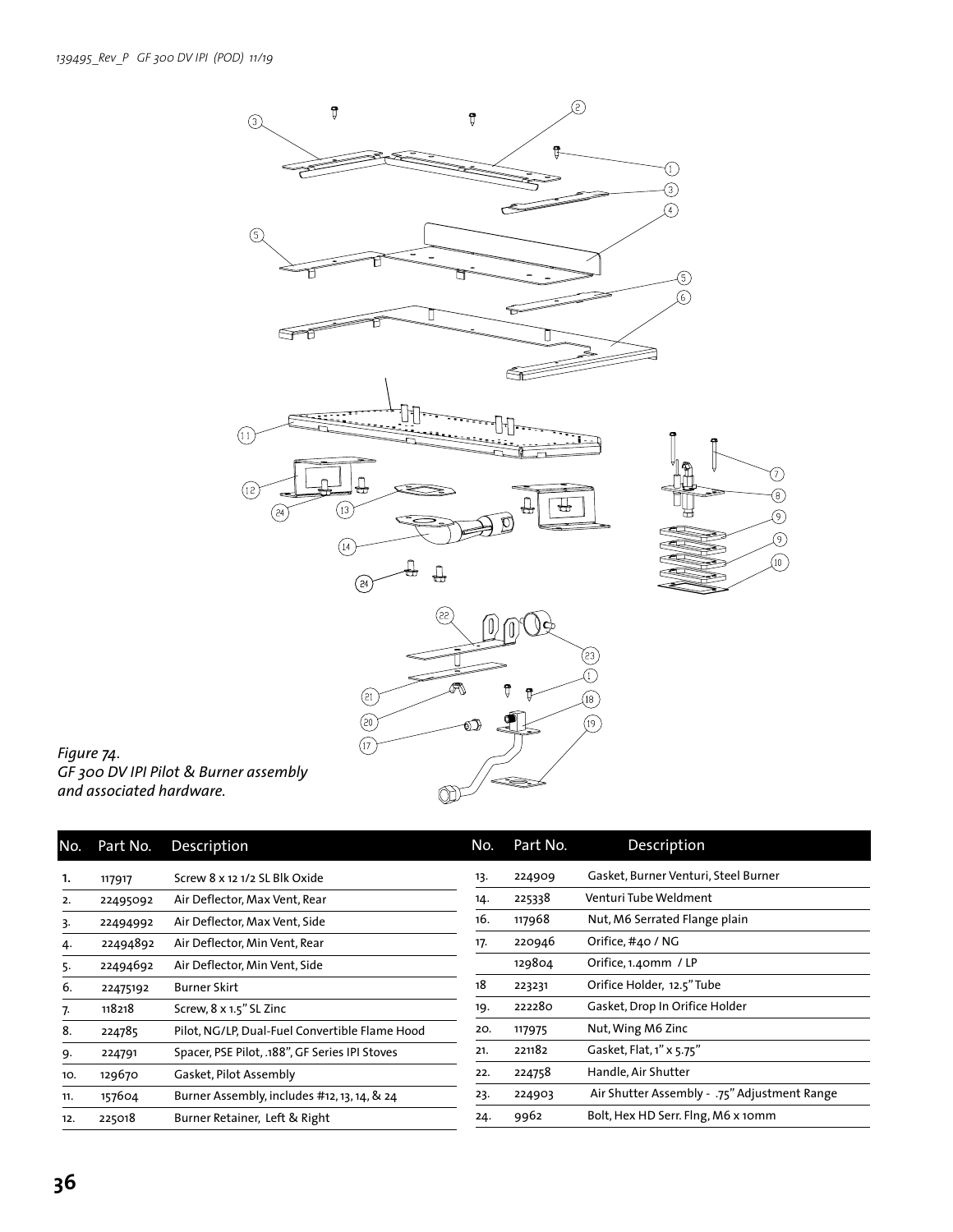*Figure 74.*
*GF 300 DV IPI Pilot & Burner assembly and associated hardware.*

| No. | Part No. | Description |
|---|---|---|
| 1. | 117917 | Screw 8 x 12 1/2 SL Blk Oxide |
| 2. | 22495092 | Air Deflector, Max Vent, Rear |
| 3. | 22494992 | Air Deflector, Max Vent, Side |
| 4. | 22494892 | Air Deflector, Min Vent, Rear |
| 5. | 22494692 | Air Deflector, Min Vent, Side |
| 6. | 22475192 | Burner Skirt |
| 7. | 118218 | Screw, 8 x 1.5" SL Zinc |
| 8. | 224785 | Pilot, NG/LP, Dual-Fuel Convertible Flame Hood |
| 9. | 224791 | Spacer, PSE Pilot, .188", GF Series IPI Stoves |
| 10. | 129670 | Gasket, Pilot Assembly |
| 11. | 157604 | Burner Assembly, includes #12, 13, 14, & 24 |
| 12. | 225018 | Burner Retainer, Left & Right |
| 13. | 224909 | Gasket, Burner Venturi, Steel Burner |
| 14. | 225338 | Venturi Tube Weldment |
| 16. | 117968 | Nut, M6 Serrated Flange plain |
| 17. | 220946 | Orifice, #40 / NG |
| | 129804 | Orifice, 1.40mm / LP |
| 18 | 223231 | Orifice Holder, 12.5" Tube |
| 19. | 222280 | Gasket, Drop In Orifice Holder |
| 20. | 117975 | Nut, Wing M6 Zinc |
| 21. | 221182 | Gasket, Flat, 1" x 5.75" |
| 22. | 224758 | Handle, Air Shutter |
| 23. | 224903 | Air Shutter Assembly - .75" Adjustment Range |
| 24. | 9962 | Bolt, Hex HD Serr. Flng, M6 x 10mm |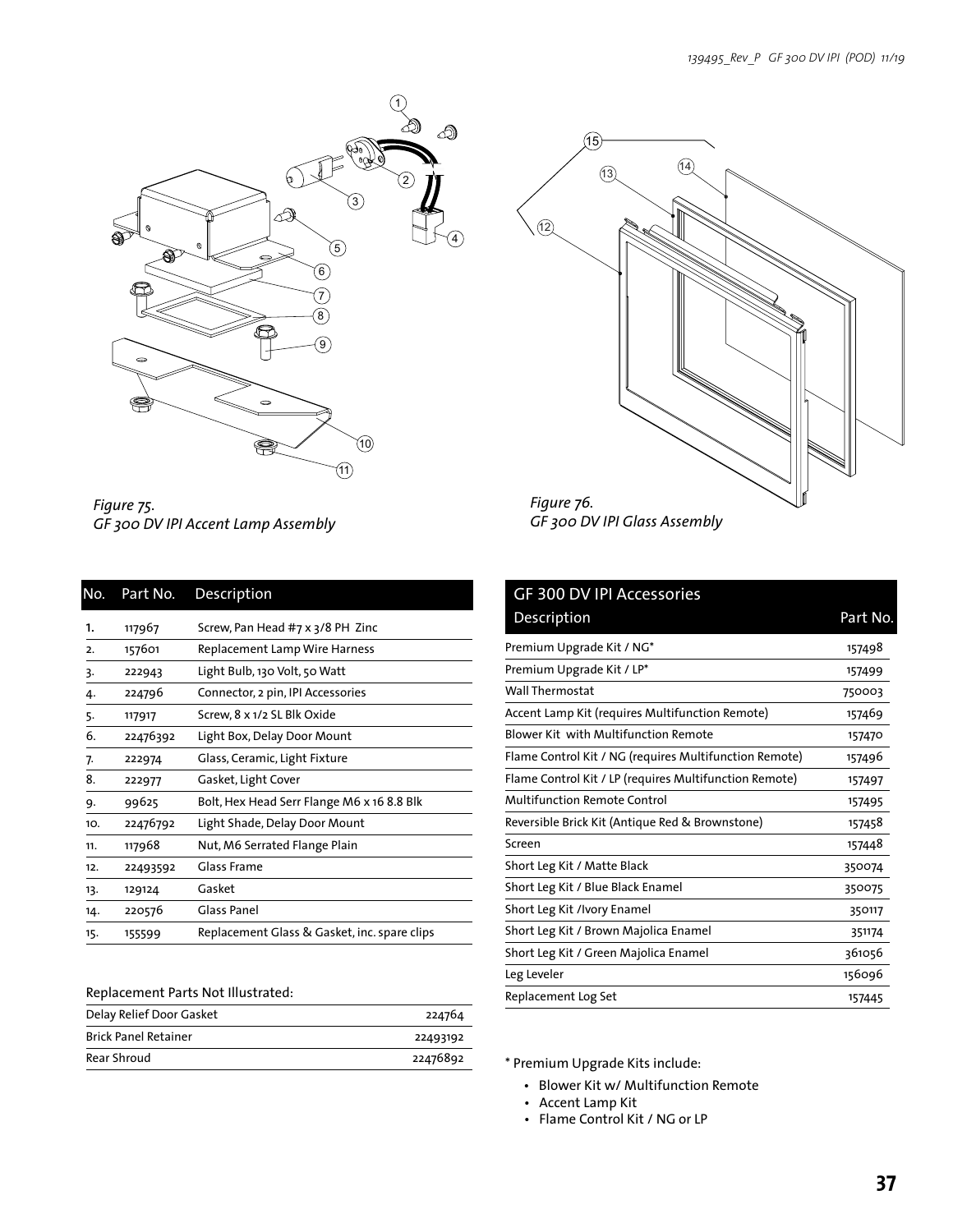*Figure 75.*
*GF 300 DV IPI Accent Lamp Assembly*

*Figure 76.*
*GF 300 DV IPI Glass Assembly*

| No. | Part No. | Description |
|---|---|---|
| 1. | 117967 | Screw, Pan Head #7 x 3/8 PH Zinc |
| 2. | 157601 | Replacement Lamp Wire Harness |
| 3. | 222943 | Light Bulb, 130 Volt, 50 Watt |
| 4. | 224796 | Connector, 2 pin, IPI Accessories |
| 5. | 117917 | Screw, 8 x 1/2 SL Blk Oxide |
| 6. | 22476392 | Light Box, Delay Door Mount |
| 7. | 222974 | Glass, Ceramic, Light Fixture |
| 8. | 222977 | Gasket, Light Cover |
| 9. | 99625 | Bolt, Hex Head Serr Flange M6 x 16 8.8 Blk |
| 10. | 22476792 | Light Shade, Delay Door Mount |
| 11. | 117968 | Nut, M6 Serrated Flange Plain |
| 12. | 22493592 | Glass Frame |
| 13. | 129124 | Gasket |
| 14. | 220576 | Glass Panel |
| 15. | 155599 | Replacement Glass & Gasket, inc. spare clips |

Replacement Parts Not Illustrated:

| | |
|---|---|
| Delay Relief Door Gasket | 224764 |
| Brick Panel Retainer | 22493192 |
| Rear Shroud | 22476892 |

| GF 300 DV IPI Accessories Description | Part No. |
|---|---|
| Premium Upgrade Kit / NG* | 157498 |
| Premium Upgrade Kit / LP* | 157499 |
| Wall Thermostat | 750003 |
| Accent Lamp Kit (requires Multifunction Remote) | 157469 |
| Blower Kit with Multifunction Remote | 157470 |
| Flame Control Kit / NG (requires Multifunction Remote) | 157496 |
| Flame Control Kit / LP (requires Multifunction Remote) | 157497 |
| Multifunction Remote Control | 157495 |
| Reversible Brick Kit (Antique Red & Brownstone) | 157458 |
| Screen | 157448 |
| Short Leg Kit / Matte Black | 350074 |
| Short Leg Kit / Blue Black Enamel | 350075 |
| Short Leg Kit /Ivory Enamel | 350117 |
| Short Leg Kit / Brown Majolica Enamel | 351174 |
| Short Leg Kit / Green Majolica Enamel | 361056 |
| Leg Leveler | 156096 |
| Replacement Log Set | 157445 |

* Premium Upgrade Kits include:

- Blower Kit w/ Multifunction Remote
- Accent Lamp Kit
- Flame Control Kit / NG or LP